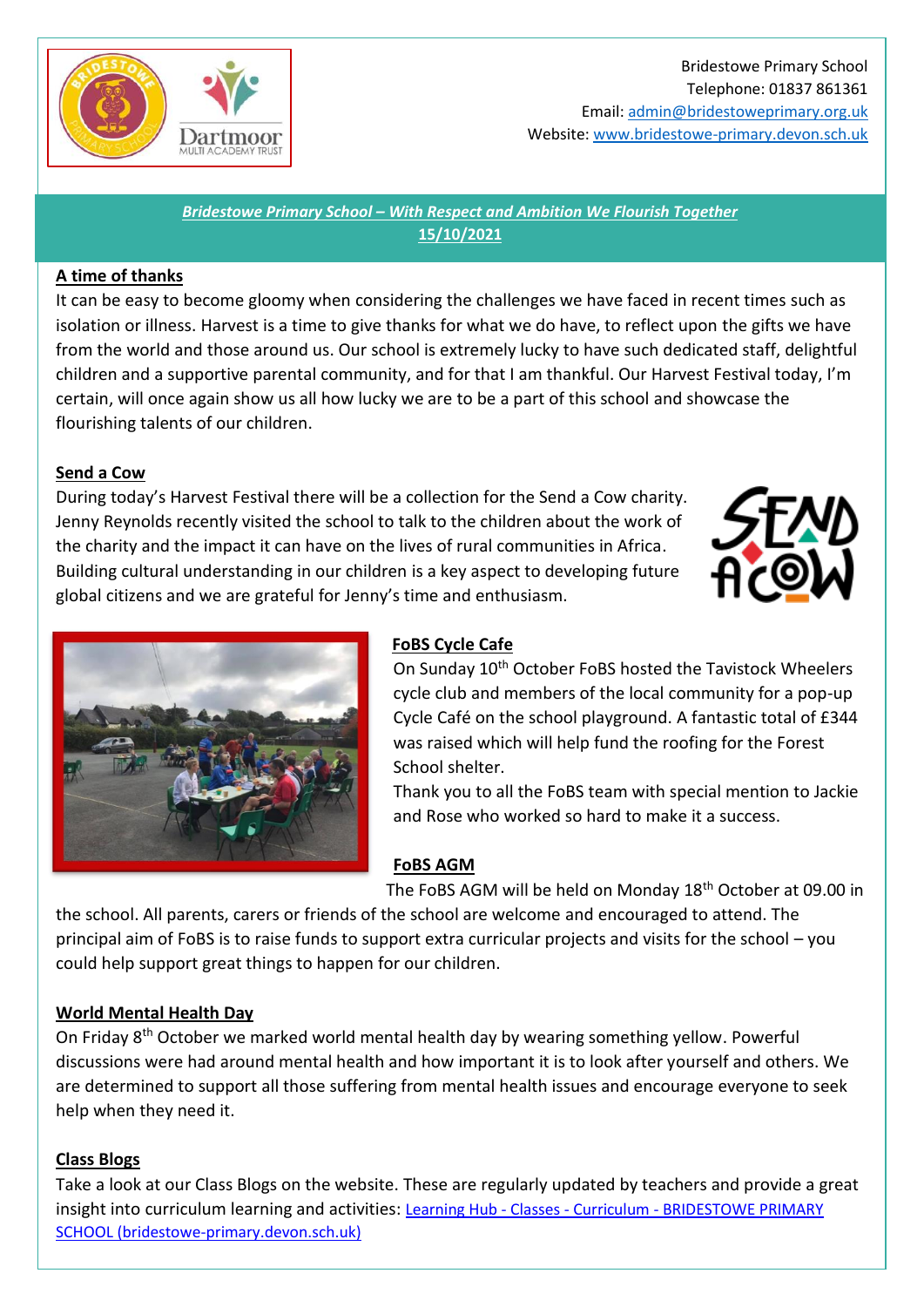Bridestowe Primary School
Telephone: 01837 861361
Email: admin@bridestoweprimary.org.uk
Website: www.bridestowe-primary.devon.sch.uk

***Bridestowe Primary School – With Respect and Ambition We Flourish Together***
**15/10/2021**

## A time of thanks

It can be easy to become gloomy when considering the challenges we have faced in recent times such as isolation or illness. Harvest is a time to give thanks for what we do have, to reflect upon the gifts we have from the world and those around us. Our school is extremely lucky to have such dedicated staff, delightful children and a supportive parental community, and for that I am thankful. Our Harvest Festival today, I'm certain, will once again show us all how lucky we are to be a part of this school and showcase the flourishing talents of our children.

## Send a Cow

During today's Harvest Festival there will be a collection for the Send a Cow charity. Jenny Reynolds recently visited the school to talk to the children about the work of the charity and the impact it can have on the lives of rural communities in Africa. Building cultural understanding in our children is a key aspect to developing future global citizens and we are grateful for Jenny's time and enthusiasm.

## FoBS Cycle Cafe

On Sunday 10th October FoBS hosted the Tavistock Wheelers cycle club and members of the local community for a pop-up Cycle Café on the school playground. A fantastic total of £344 was raised which will help fund the roofing for the Forest School shelter.

Thank you to all the FoBS team with special mention to Jackie and Rose who worked so hard to make it a success.

## FoBS AGM

The FoBS AGM will be held on Monday 18th October at 09.00 in the school. All parents, carers or friends of the school are welcome and encouraged to attend. The principal aim of FoBS is to raise funds to support extra curricular projects and visits for the school – you could help support great things to happen for our children.

## World Mental Health Day

On Friday 8th October we marked world mental health day by wearing something yellow. Powerful discussions were had around mental health and how important it is to look after yourself and others. We are determined to support all those suffering from mental health issues and encourage everyone to seek help when they need it.

## Class Blogs

Take a look at our Class Blogs on the website. These are regularly updated by teachers and provide a great insight into curriculum learning and activities: [Learning Hub - Classes - Curriculum - BRIDESTOWE PRIMARY SCHOOL (bridestowe-primary.devon.sch.uk)]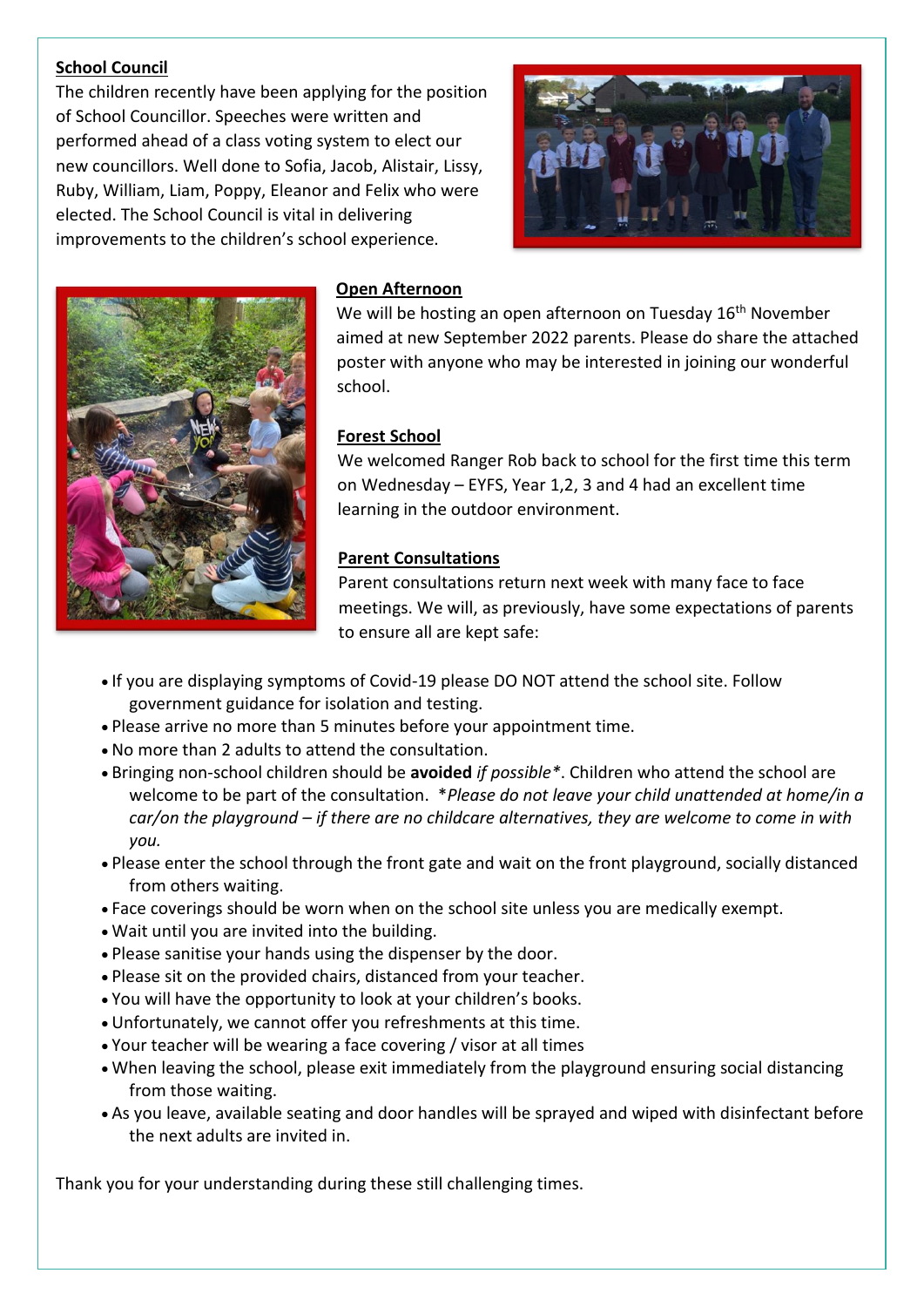## School Council

The children recently have been applying for the position of School Councillor. Speeches were written and performed ahead of a class voting system to elect our new councillors. Well done to Sofia, Jacob, Alistair, Lissy, Ruby, William, Liam, Poppy, Eleanor and Felix who were elected. The School Council is vital in delivering improvements to the children's school experience.

## Open Afternoon

We will be hosting an open afternoon on Tuesday 16th November aimed at new September 2022 parents. Please do share the attached poster with anyone who may be interested in joining our wonderful school.

## Forest School

We welcomed Ranger Rob back to school for the first time this term on Wednesday – EYFS, Year 1,2, 3 and 4 had an excellent time learning in the outdoor environment.

## Parent Consultations

Parent consultations return next week with many face to face meetings. We will, as previously, have some expectations of parents to ensure all are kept safe:

- If you are displaying symptoms of Covid-19 please DO NOT attend the school site. Follow government guidance for isolation and testing.
- Please arrive no more than 5 minutes before your appointment time.
- No more than 2 adults to attend the consultation.
- Bringing non-school children should be **avoided** *if possible**. Children who attend the school are welcome to be part of the consultation. **Please do not leave your child unattended at home/in a car/on the playground – if there are no childcare alternatives, they are welcome to come in with you.*
- Please enter the school through the front gate and wait on the front playground, socially distanced from others waiting.
- Face coverings should be worn when on the school site unless you are medically exempt.
- Wait until you are invited into the building.
- Please sanitise your hands using the dispenser by the door.
- Please sit on the provided chairs, distanced from your teacher.
- You will have the opportunity to look at your children's books.
- Unfortunately, we cannot offer you refreshments at this time.
- Your teacher will be wearing a face covering / visor at all times
- When leaving the school, please exit immediately from the playground ensuring social distancing from those waiting.
- As you leave, available seating and door handles will be sprayed and wiped with disinfectant before the next adults are invited in.

Thank you for your understanding during these still challenging times.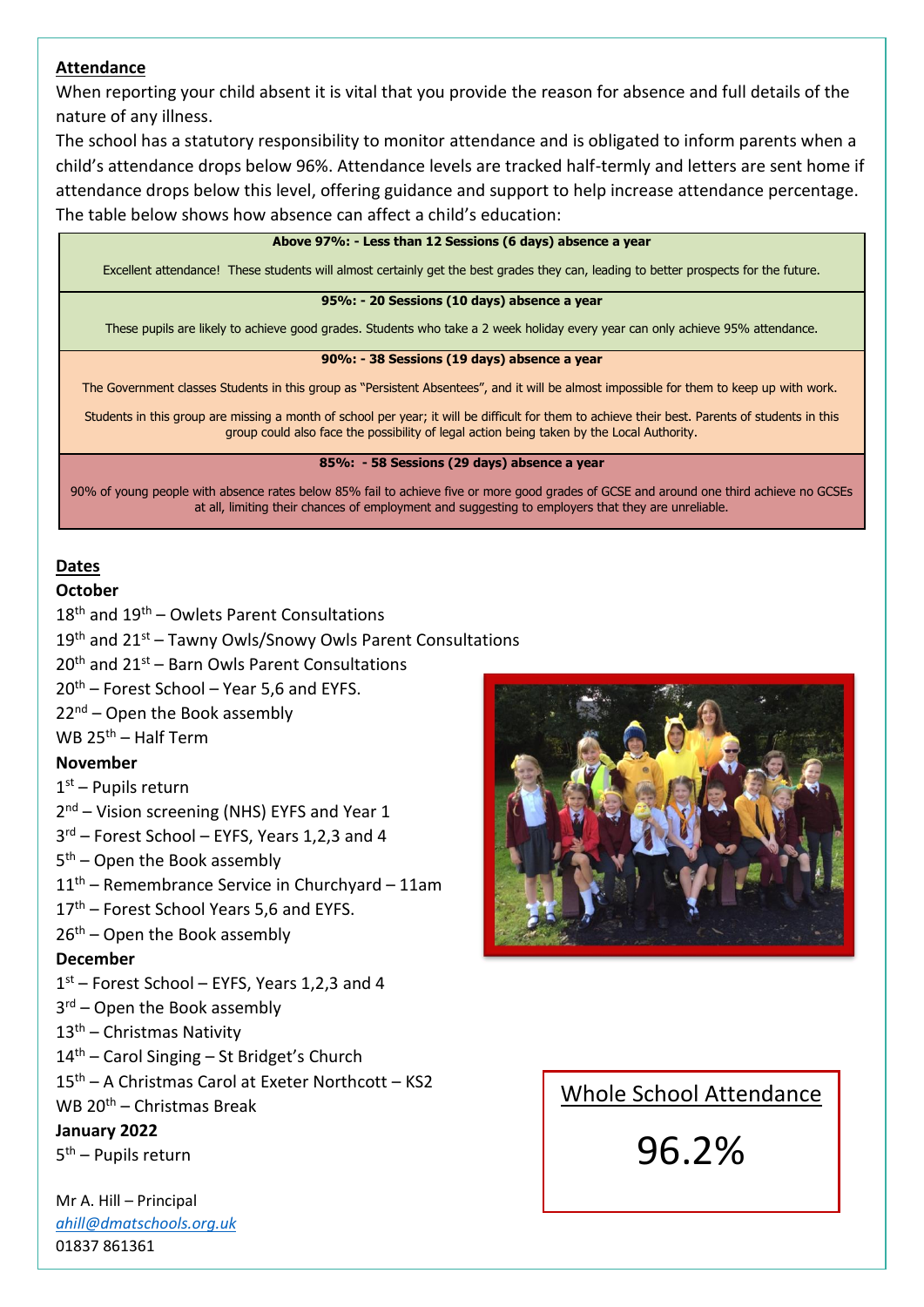## Attendance

When reporting your child absent it is vital that you provide the reason for absence and full details of the nature of any illness.

The school has a statutory responsibility to monitor attendance and is obligated to inform parents when a child's attendance drops below 96%. Attendance levels are tracked half-termly and letters are sent home if attendance drops below this level, offering guidance and support to help increase attendance percentage.

The table below shows how absence can affect a child's education:

| |
|---|
| **Above 97%: - Less than 12 Sessions (6 days) absence a year** |
| Excellent attendance! These students will almost certainly get the best grades they can, leading to better prospects for the future. |
| **95%: - 20 Sessions (10 days) absence a year** |
| These pupils are likely to achieve good grades. Students who take a 2 week holiday every year can only achieve 95% attendance. |
| **90%: - 38 Sessions (19 days) absence a year** |
| The Government classes Students in this group as "Persistent Absentees", and it will be almost impossible for them to keep up with work. Students in this group are missing a month of school per year; it will be difficult for them to achieve their best. Parents of students in this group could also face the possibility of legal action being taken by the Local Authority. |
| **85%: - 58 Sessions (29 days) absence a year** |
| 90% of young people with absence rates below 85% fail to achieve five or more good grades of GCSE and around one third achieve no GCSEs at all, limiting their chances of employment and suggesting to employers that they are unreliable. |

## Dates

**October**

18th and 19th – Owlets Parent Consultations
19th and 21st – Tawny Owls/Snowy Owls Parent Consultations
20th and 21st – Barn Owls Parent Consultations
20th – Forest School – Year 5,6 and EYFS.
22nd – Open the Book assembly
WB 25th – Half Term

**November**

1st – Pupils return
2nd – Vision screening (NHS) EYFS and Year 1
3rd – Forest School – EYFS, Years 1,2,3 and 4
5th – Open the Book assembly
11th – Remembrance Service in Churchyard – 11am
17th – Forest School Years 5,6 and EYFS.
26th – Open the Book assembly

**December**

1st – Forest School – EYFS, Years 1,2,3 and 4
3rd – Open the Book assembly
13th – Christmas Nativity
14th – Carol Singing – St Bridget's Church
15th – A Christmas Carol at Exeter Northcott – KS2
WB 20th – Christmas Break

**January 2022**

5th – Pupils return

Whole School Attendance

96.2%

Mr A. Hill – Principal
*ahill@dmatschools.org.uk*
01837 861361